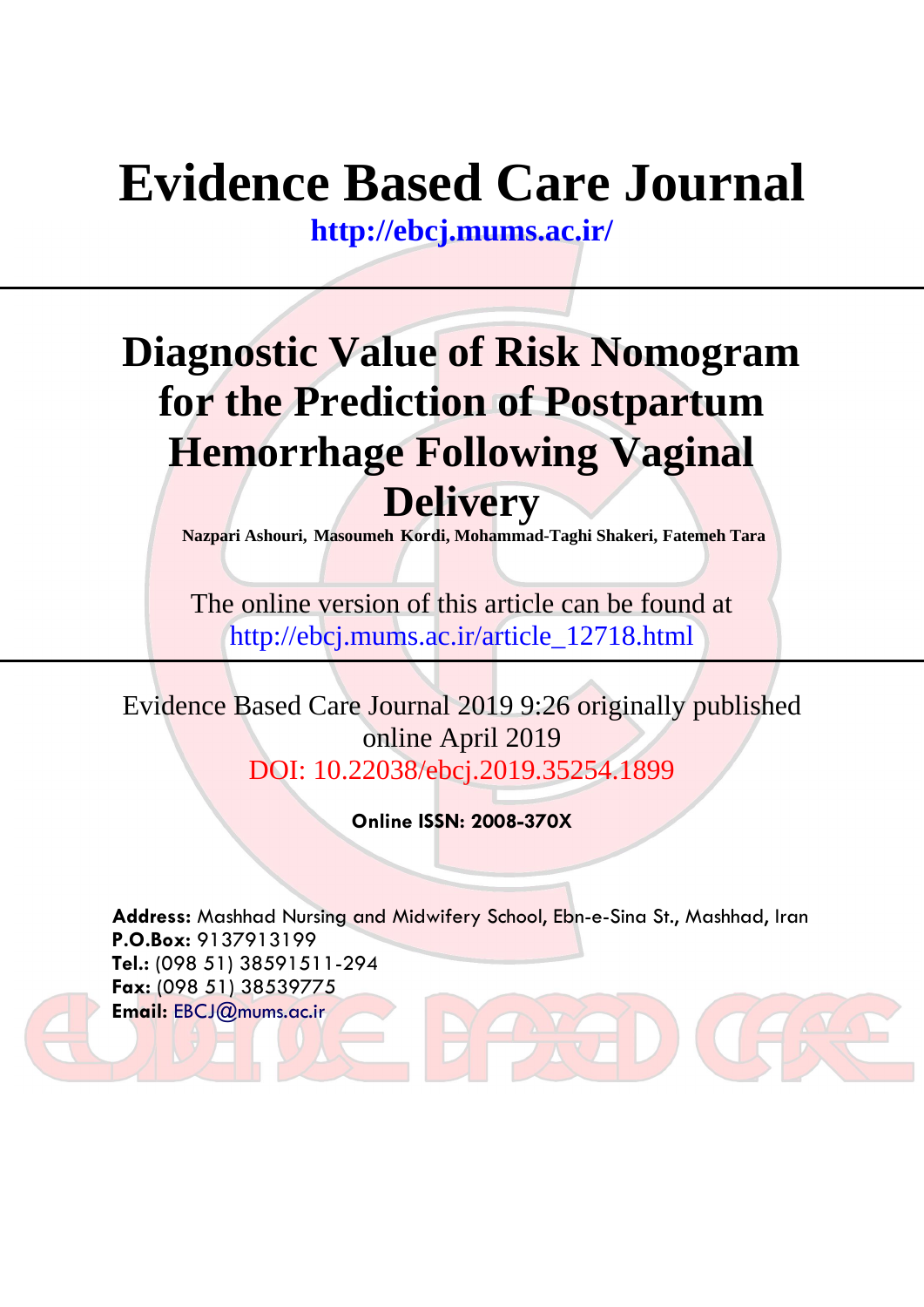# Evidence Based Care Journal

**http://ebcj.mums.ac.ir/**

## Diagnostic Value of Risk Nomogram for the Prediction of Postpartum Hemorrhage Following Vaginal Delivery

**Nazpari Ashouri, Masoumeh Kordi, Mohammad-Taghi Shakeri, Fatemeh Tara**

The online version of this article can be found at
http://ebcj.mums.ac.ir/article_12718.html

Evidence Based Care Journal 2019 9:26 originally published online April 2019
DOI: 10.22038/ebcj.2019.35254.1899

**Online ISSN: 2008-370X**

**Address:** Mashhad Nursing and Midwifery School, Ebn-e-Sina St., Mashhad, Iran
**P.O.Box:** 9137913199
**Tel.:** (098 51) 38591511-294
**Fax:** (098 51) 38539775
**Email:** EBCJ@mums.ac.ir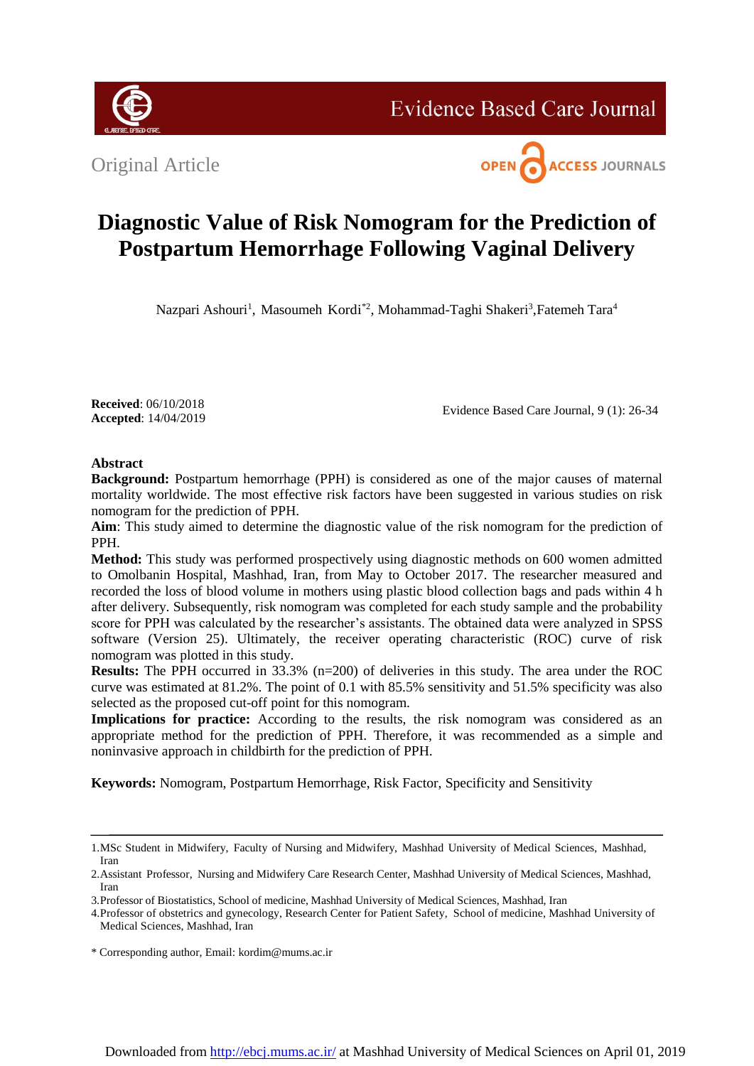Original Article

# Diagnostic Value of Risk Nomogram for the Prediction of Postpartum Hemorrhage Following Vaginal Delivery

Nazpari Ashouri[1], Masoumeh Kordi[*2], Mohammad-Taghi Shakeri[3], Fatemeh Tara[4]

**Received**: 06/10/2018
**Accepted**: 14/04/2019

Evidence Based Care Journal, 9 (1): 26-34

## Abstract

**Background:** Postpartum hemorrhage (PPH) is considered as one of the major causes of maternal mortality worldwide. The most effective risk factors have been suggested in various studies on risk nomogram for the prediction of PPH.

**Aim**: This study aimed to determine the diagnostic value of the risk nomogram for the prediction of PPH.

**Method:** This study was performed prospectively using diagnostic methods on 600 women admitted to Omolbanin Hospital, Mashhad, Iran, from May to October 2017. The researcher measured and recorded the loss of blood volume in mothers using plastic blood collection bags and pads within 4 h after delivery. Subsequently, risk nomogram was completed for each study sample and the probability score for PPH was calculated by the researcher's assistants. The obtained data were analyzed in SPSS software (Version 25). Ultimately, the receiver operating characteristic (ROC) curve of risk nomogram was plotted in this study.

**Results:** The PPH occurred in 33.3% (n=200) of deliveries in this study. The area under the ROC curve was estimated at 81.2%. The point of 0.1 with 85.5% sensitivity and 51.5% specificity was also selected as the proposed cut-off point for this nomogram.

**Implications for practice:** According to the results, the risk nomogram was considered as an appropriate method for the prediction of PPH. Therefore, it was recommended as a simple and noninvasive approach in childbirth for the prediction of PPH.

**Keywords:** Nomogram, Postpartum Hemorrhage, Risk Factor, Specificity and Sensitivity

---

1.MSc Student in Midwifery, Faculty of Nursing and Midwifery, Mashhad University of Medical Sciences, Mashhad, Iran

2.Assistant Professor, Nursing and Midwifery Care Research Center, Mashhad University of Medical Sciences, Mashhad, Iran

3.Professor of Biostatistics, School of medicine, Mashhad University of Medical Sciences, Mashhad, Iran

4.Professor of obstetrics and gynecology, Research Center for Patient Safety, School of medicine, Mashhad University of Medical Sciences, Mashhad, Iran

\* Corresponding author, Email: kordim@mums.ac.ir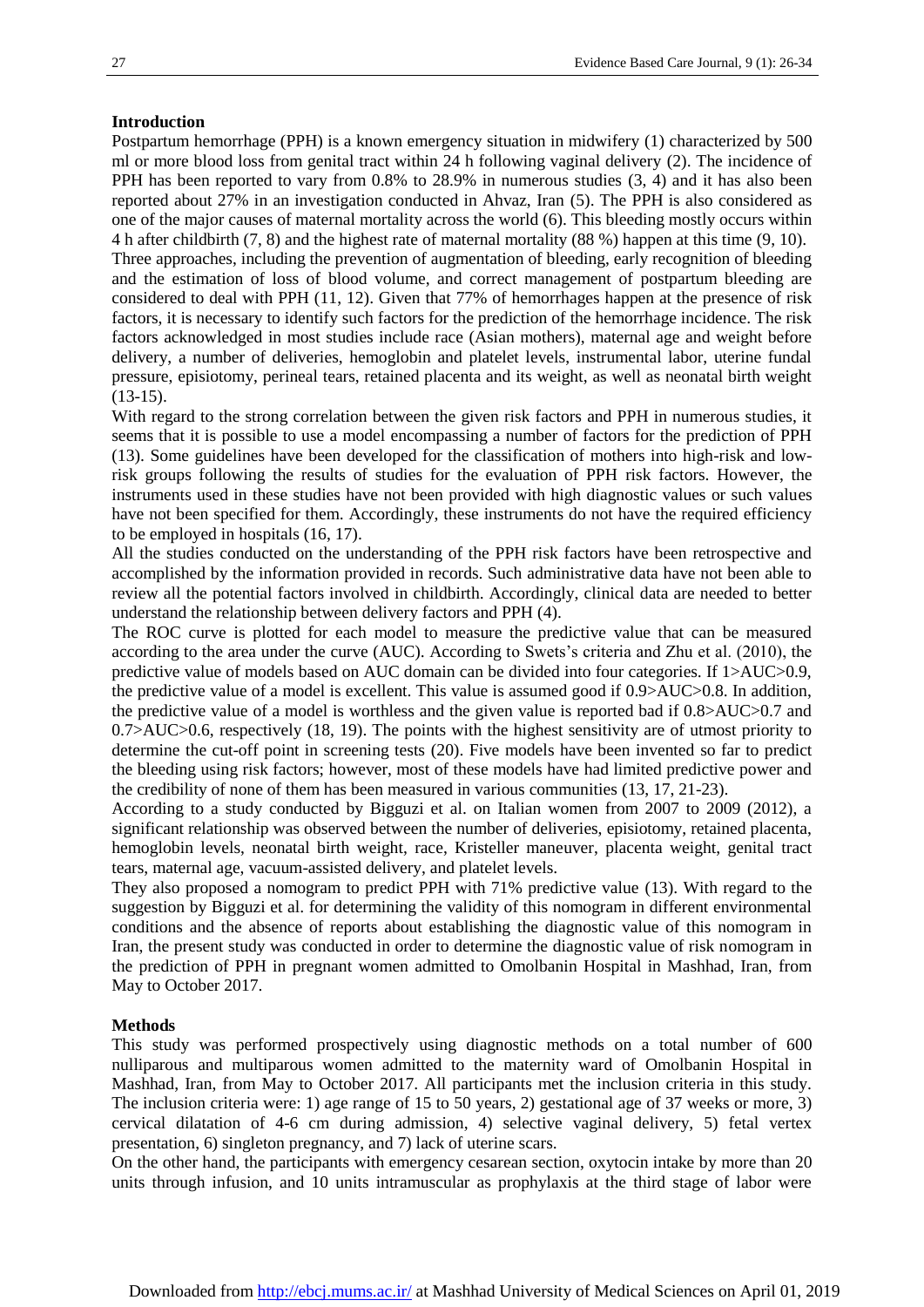## Introduction

Postpartum hemorrhage (PPH) is a known emergency situation in midwifery (1) characterized by 500 ml or more blood loss from genital tract within 24 h following vaginal delivery (2). The incidence of PPH has been reported to vary from 0.8% to 28.9% in numerous studies (3, 4) and it has also been reported about 27% in an investigation conducted in Ahvaz, Iran (5). The PPH is also considered as one of the major causes of maternal mortality across the world (6). This bleeding mostly occurs within 4 h after childbirth (7, 8) and the highest rate of maternal mortality (88 %) happen at this time (9, 10).

Three approaches, including the prevention of augmentation of bleeding, early recognition of bleeding and the estimation of loss of blood volume, and correct management of postpartum bleeding are considered to deal with PPH (11, 12). Given that 77% of hemorrhages happen at the presence of risk factors, it is necessary to identify such factors for the prediction of the hemorrhage incidence. The risk factors acknowledged in most studies include race (Asian mothers), maternal age and weight before delivery, a number of deliveries, hemoglobin and platelet levels, instrumental labor, uterine fundal pressure, episiotomy, perineal tears, retained placenta and its weight, as well as neonatal birth weight (13-15).

With regard to the strong correlation between the given risk factors and PPH in numerous studies, it seems that it is possible to use a model encompassing a number of factors for the prediction of PPH (13). Some guidelines have been developed for the classification of mothers into high-risk and low-risk groups following the results of studies for the evaluation of PPH risk factors. However, the instruments used in these studies have not been provided with high diagnostic values or such values have not been specified for them. Accordingly, these instruments do not have the required efficiency to be employed in hospitals (16, 17).

All the studies conducted on the understanding of the PPH risk factors have been retrospective and accomplished by the information provided in records. Such administrative data have not been able to review all the potential factors involved in childbirth. Accordingly, clinical data are needed to better understand the relationship between delivery factors and PPH (4).

The ROC curve is plotted for each model to measure the predictive value that can be measured according to the area under the curve (AUC). According to Swets's criteria and Zhu et al. (2010), the predictive value of models based on AUC domain can be divided into four categories. If 1>AUC>0.9, the predictive value of a model is excellent. This value is assumed good if 0.9>AUC>0.8. In addition, the predictive value of a model is worthless and the given value is reported bad if 0.8>AUC>0.7 and 0.7>AUC>0.6, respectively (18, 19). The points with the highest sensitivity are of utmost priority to determine the cut-off point in screening tests (20). Five models have been invented so far to predict the bleeding using risk factors; however, most of these models have had limited predictive power and the credibility of none of them has been measured in various communities (13, 17, 21-23).

According to a study conducted by Bigguzi et al. on Italian women from 2007 to 2009 (2012), a significant relationship was observed between the number of deliveries, episiotomy, retained placenta, hemoglobin levels, neonatal birth weight, race, Kristeller maneuver, placenta weight, genital tract tears, maternal age, vacuum-assisted delivery, and platelet levels.

They also proposed a nomogram to predict PPH with 71% predictive value (13). With regard to the suggestion by Bigguzi et al. for determining the validity of this nomogram in different environmental conditions and the absence of reports about establishing the diagnostic value of this nomogram in Iran, the present study was conducted in order to determine the diagnostic value of risk nomogram in the prediction of PPH in pregnant women admitted to Omolbanin Hospital in Mashhad, Iran, from May to October 2017.

## Methods

This study was performed prospectively using diagnostic methods on a total number of 600 nulliparous and multiparous women admitted to the maternity ward of Omolbanin Hospital in Mashhad, Iran, from May to October 2017. All participants met the inclusion criteria in this study. The inclusion criteria were: 1) age range of 15 to 50 years, 2) gestational age of 37 weeks or more, 3) cervical dilatation of 4-6 cm during admission, 4) selective vaginal delivery, 5) fetal vertex presentation, 6) singleton pregnancy, and 7) lack of uterine scars.

On the other hand, the participants with emergency cesarean section, oxytocin intake by more than 20 units through infusion, and 10 units intramuscular as prophylaxis at the third stage of labor were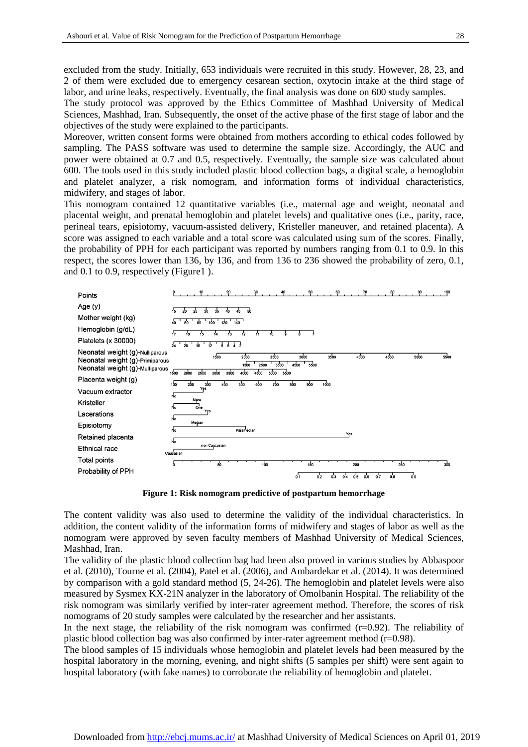excluded from the study. Initially, 653 individuals were recruited in this study. However, 28, 23, and 2 of them were excluded due to emergency cesarean section, oxytocin intake at the third stage of labor, and urine leaks, respectively. Eventually, the final analysis was done on 600 study samples.

The study protocol was approved by the Ethics Committee of Mashhad University of Medical Sciences, Mashhad, Iran. Subsequently, the onset of the active phase of the first stage of labor and the objectives of the study were explained to the participants.

Moreover, written consent forms were obtained from mothers according to ethical codes followed by sampling. The PASS software was used to determine the sample size. Accordingly, the AUC and power were obtained at 0.7 and 0.5, respectively. Eventually, the sample size was calculated about 600. The tools used in this study included plastic blood collection bags, a digital scale, a hemoglobin and platelet analyzer, a risk nomogram, and information forms of individual characteristics, midwifery, and stages of labor.

This nomogram contained 12 quantitative variables (i.e., maternal age and weight, neonatal and placental weight, and prenatal hemoglobin and platelet levels) and qualitative ones (i.e., parity, race, perineal tears, episiotomy, vacuum-assisted delivery, Kristeller maneuver, and retained placenta). A score was assigned to each variable and a total score was calculated using sum of the scores. Finally, the probability of PPH for each participant was reported by numbers ranging from 0.1 to 0.9. In this respect, the scores lower than 136, by 136, and from 136 to 236 showed the probability of zero, 0.1, and 0.1 to 0.9, respectively (Figure1 ).

**Figure 1: Risk nomogram predictive of postpartum hemorrhage**

The content validity was also used to determine the validity of the individual characteristics. In addition, the content validity of the information forms of midwifery and stages of labor as well as the nomogram were approved by seven faculty members of Mashhad University of Medical Sciences, Mashhad, Iran.

The validity of the plastic blood collection bag had been also proved in various studies by Abbaspoor et al. (2010), Tourne et al. (2004), Patel et al. (2006), and Ambardekar et al. (2014). It was determined by comparison with a gold standard method (5, 24-26). The hemoglobin and platelet levels were also measured by Sysmex KX-21N analyzer in the laboratory of Omolbanin Hospital. The reliability of the risk nomogram was similarly verified by inter-rater agreement method. Therefore, the scores of risk nomograms of 20 study samples were calculated by the researcher and her assistants.

In the next stage, the reliability of the risk nomogram was confirmed (r=0.92). The reliability of plastic blood collection bag was also confirmed by inter-rater agreement method (r=0.98).

The blood samples of 15 individuals whose hemoglobin and platelet levels had been measured by the hospital laboratory in the morning, evening, and night shifts (5 samples per shift) were sent again to hospital laboratory (with fake names) to corroborate the reliability of hemoglobin and platelet.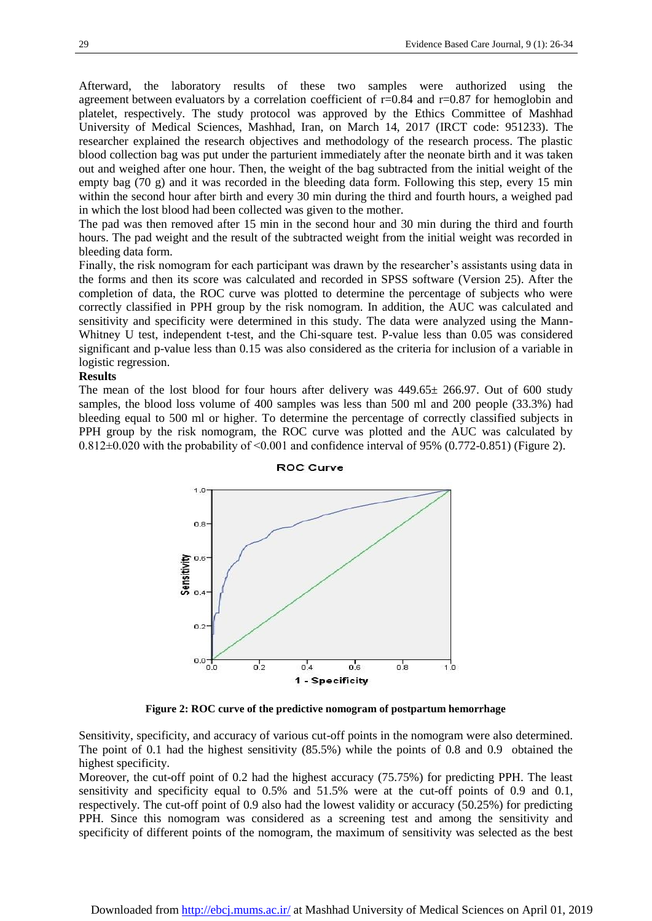Afterward, the laboratory results of these two samples were authorized using the agreement between evaluators by a correlation coefficient of r=0.84 and r=0.87 for hemoglobin and platelet, respectively. The study protocol was approved by the Ethics Committee of Mashhad University of Medical Sciences, Mashhad, Iran, on March 14, 2017 (IRCT code: 951233). The researcher explained the research objectives and methodology of the research process. The plastic blood collection bag was put under the parturient immediately after the neonate birth and it was taken out and weighed after one hour. Then, the weight of the bag subtracted from the initial weight of the empty bag (70 g) and it was recorded in the bleeding data form. Following this step, every 15 min within the second hour after birth and every 30 min during the third and fourth hours, a weighed pad in which the lost blood had been collected was given to the mother.

The pad was then removed after 15 min in the second hour and 30 min during the third and fourth hours. The pad weight and the result of the subtracted weight from the initial weight was recorded in bleeding data form.

Finally, the risk nomogram for each participant was drawn by the researcher's assistants using data in the forms and then its score was calculated and recorded in SPSS software (Version 25). After the completion of data, the ROC curve was plotted to determine the percentage of subjects who were correctly classified in PPH group by the risk nomogram. In addition, the AUC was calculated and sensitivity and specificity were determined in this study. The data were analyzed using the Mann-Whitney U test, independent t-test, and the Chi-square test. P-value less than 0.05 was considered significant and p-value less than 0.15 was also considered as the criteria for inclusion of a variable in logistic regression.

**Results**

The mean of the lost blood for four hours after delivery was 449.65± 266.97. Out of 600 study samples, the blood loss volume of 400 samples was less than 500 ml and 200 people (33.3%) had bleeding equal to 500 ml or higher. To determine the percentage of correctly classified subjects in PPH group by the risk nomogram, the ROC curve was plotted and the AUC was calculated by 0.812±0.020 with the probability of <0.001 and confidence interval of 95% (0.772-0.851) (Figure 2).

**Figure 2: ROC curve of the predictive nomogram of postpartum hemorrhage**

Sensitivity, specificity, and accuracy of various cut-off points in the nomogram were also determined. The point of 0.1 had the highest sensitivity (85.5%) while the points of 0.8 and 0.9 obtained the highest specificity.

Moreover, the cut-off point of 0.2 had the highest accuracy (75.75%) for predicting PPH. The least sensitivity and specificity equal to 0.5% and 51.5% were at the cut-off points of 0.9 and 0.1, respectively. The cut-off point of 0.9 also had the lowest validity or accuracy (50.25%) for predicting PPH. Since this nomogram was considered as a screening test and among the sensitivity and specificity of different points of the nomogram, the maximum of sensitivity was selected as the best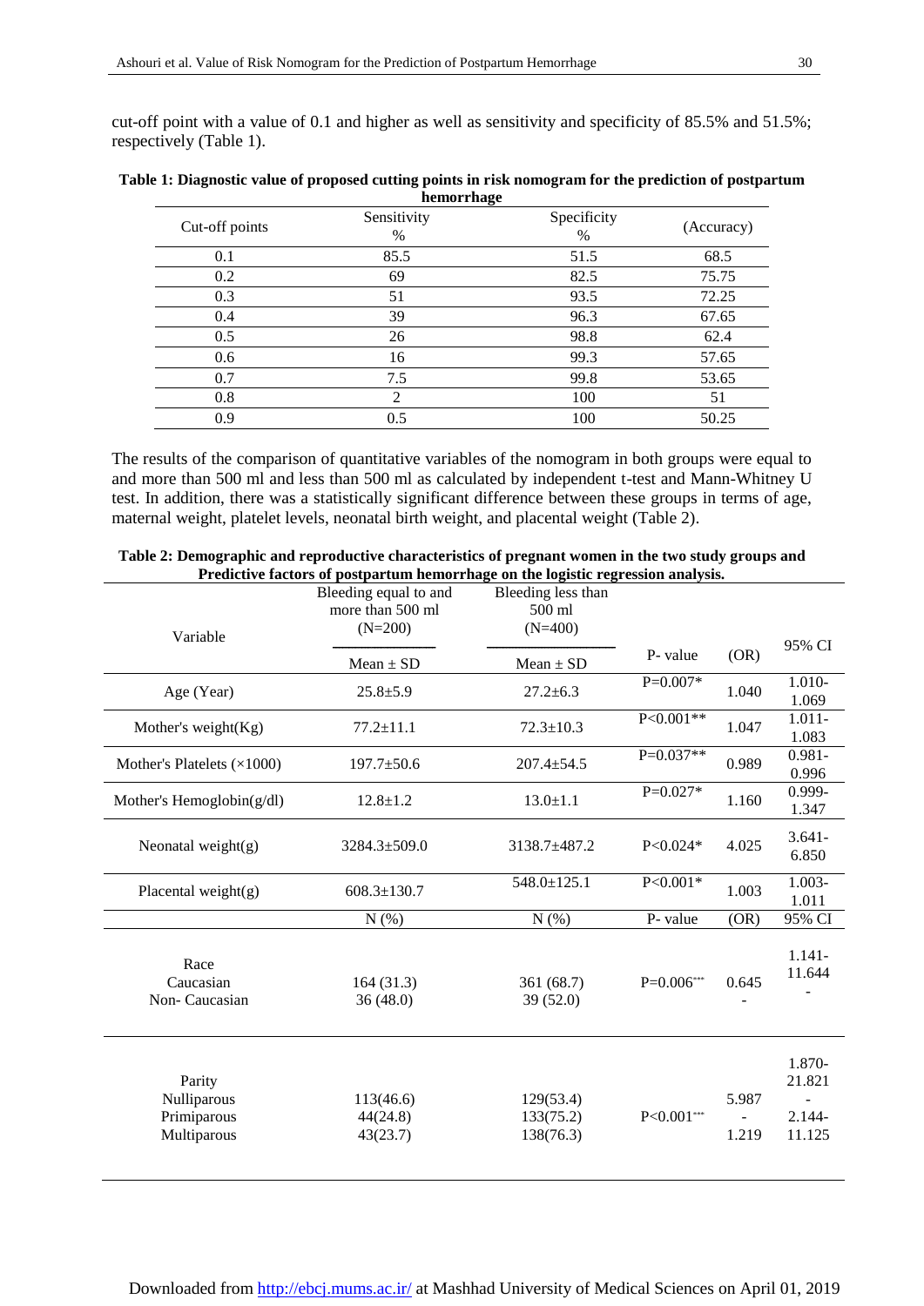cut-off point with a value of 0.1 and higher as well as sensitivity and specificity of 85.5% and 51.5%; respectively (Table 1).

**Table 1: Diagnostic value of proposed cutting points in risk nomogram for the prediction of postpartum hemorrhage**

| Cut-off points | Sensitivity % | Specificity % | (Accuracy) |
|---|---|---|---|
| 0.1 | 85.5 | 51.5 | 68.5 |
| 0.2 | 69 | 82.5 | 75.75 |
| 0.3 | 51 | 93.5 | 72.25 |
| 0.4 | 39 | 96.3 | 67.65 |
| 0.5 | 26 | 98.8 | 62.4 |
| 0.6 | 16 | 99.3 | 57.65 |
| 0.7 | 7.5 | 99.8 | 53.65 |
| 0.8 | 2 | 100 | 51 |
| 0.9 | 0.5 | 100 | 50.25 |

The results of the comparison of quantitative variables of the nomogram in both groups were equal to and more than 500 ml and less than 500 ml as calculated by independent t-test and Mann-Whitney U test. In addition, there was a statistically significant difference between these groups in terms of age, maternal weight, platelet levels, neonatal birth weight, and placental weight (Table 2).

**Table 2: Demographic and reproductive characteristics of pregnant women in the two study groups and Predictive factors of postpartum hemorrhage on the logistic regression analysis.**

| Variable | Bleeding equal to and more than 500 ml (N=200) | Bleeding less than 500 ml (N=400) | P- value | (OR) | 95% CI |
|---|---|---|---|---|---|
| | Mean ± SD | Mean ± SD | | | |
| Age (Year) | 25.8±5.9 | 27.2±6.3 | P=0.007* | 1.040 | 1.010-1.069 |
| Mother's weight(Kg) | 77.2±11.1 | 72.3±10.3 | P<0.001** | 1.047 | 1.011-1.083 |
| Mother's Platelets (×1000) | 197.7±50.6 | 207.4±54.5 | P=0.037** | 0.989 | 0.981-0.996 |
| Mother's Hemoglobin(g/dl) | 12.8±1.2 | 13.0±1.1 | P=0.027* | 1.160 | 0.999-1.347 |
| Neonatal weight(g) | 3284.3±509.0 | 3138.7±487.2 | P<0.024* | 4.025 | 3.641-6.850 |
| Placental weight(g) | 608.3±130.7 | 548.0±125.1 | P<0.001* | 1.003 | 1.003-1.011 |
| | N (%) | N (%) | P- value | (OR) | 95% CI |
| Race | | | | | |
| Caucasian | 164 (31.3) | 361 (68.7) | P=0.006*** | 0.645 | 1.141-11.644 |
| Non- Caucasian | 36 (48.0) | 39 (52.0) | | - | - |
| Parity | | | | | |
| Nulliparous | 113(46.6) | 129(53.4) | | 5.987 | 1.870-21.821 |
| Primiparous | 44(24.8) | 133(75.2) | P<0.001*** | - | - |
| Multiparous | 43(23.7) | 138(76.3) | | 1.219 | 2.144-11.125 |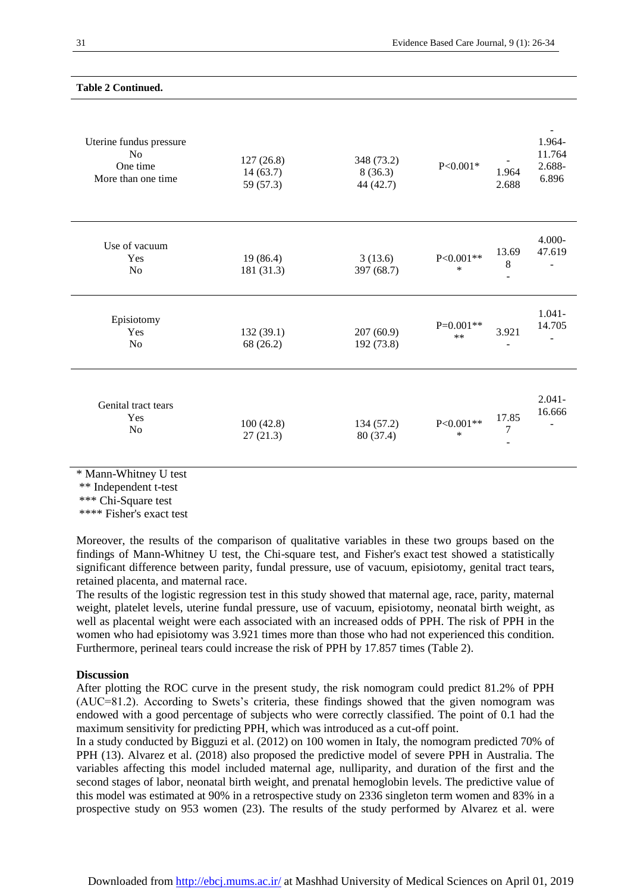**Table 2 Continued.**

| | | | | | |
|---|---|---|---|---|---|
| Uterine fundus pressure<br>No<br>One time<br>More than one time | 127 (26.8)<br>14 (63.7)<br>59 (57.3) | 348 (73.2)<br>8 (36.3)<br>44 (42.7) | P<0.001* | -<br>1.964<br>2.688 | -<br>1.964-11.764<br>2.688-6.896 |
| Use of vacuum<br>Yes<br>No | 19 (86.4)<br>181 (31.3) | 3 (13.6)<br>397 (68.7) | P<0.001*** | 13.698<br>- | 4.000-47.619<br>- |
| Episiotomy<br>Yes<br>No | 132 (39.1)<br>68 (26.2) | 207 (60.9)<br>192 (73.8) | P=0.001**** | 3.921<br>- | 1.041-14.705<br>- |
| Genital tract tears<br>Yes<br>No | 100 (42.8)<br>27 (21.3) | 134 (57.2)<br>80 (37.4) | P<0.001*** | 17.857<br>- | 2.041-16.666<br>- |

\* Mann-Whitney U test
\*\* Independent t-test
\*\*\* Chi-Square test
\*\*\*\* Fisher's exact test

Moreover, the results of the comparison of qualitative variables in these two groups based on the findings of Mann-Whitney U test, the Chi-square test, and Fisher's exact test showed a statistically significant difference between parity, fundal pressure, use of vacuum, episiotomy, genital tract tears, retained placenta, and maternal race.

The results of the logistic regression test in this study showed that maternal age, race, parity, maternal weight, platelet levels, uterine fundal pressure, use of vacuum, episiotomy, neonatal birth weight, as well as placental weight were each associated with an increased odds of PPH. The risk of PPH in the women who had episiotomy was 3.921 times more than those who had not experienced this condition. Furthermore, perineal tears could increase the risk of PPH by 17.857 times (Table 2).

**Discussion**

After plotting the ROC curve in the present study, the risk nomogram could predict 81.2% of PPH (AUC=81.2). According to Swets's criteria, these findings showed that the given nomogram was endowed with a good percentage of subjects who were correctly classified. The point of 0.1 had the maximum sensitivity for predicting PPH, which was introduced as a cut-off point.

In a study conducted by Bigguzi et al. (2012) on 100 women in Italy, the nomogram predicted 70% of PPH (13). Alvarez et al. (2018) also proposed the predictive model of severe PPH in Australia. The variables affecting this model included maternal age, nulliparity, and duration of the first and the second stages of labor, neonatal birth weight, and prenatal hemoglobin levels. The predictive value of this model was estimated at 90% in a retrospective study on 2336 singleton term women and 83% in a prospective study on 953 women (23). The results of the study performed by Alvarez et al. were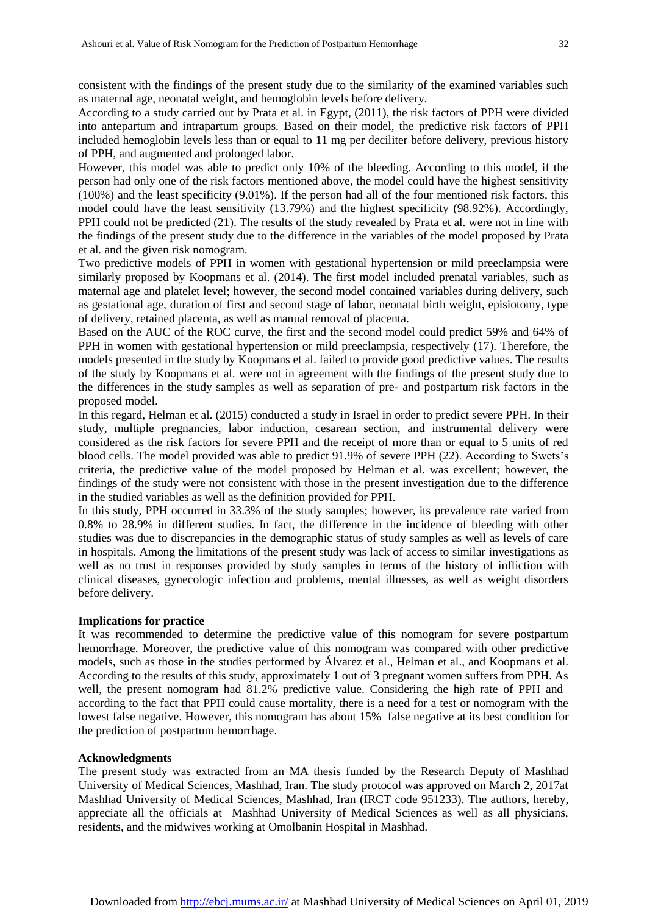consistent with the findings of the present study due to the similarity of the examined variables such as maternal age, neonatal weight, and hemoglobin levels before delivery.

According to a study carried out by Prata et al. in Egypt, (2011), the risk factors of PPH were divided into antepartum and intrapartum groups. Based on their model, the predictive risk factors of PPH included hemoglobin levels less than or equal to 11 mg per deciliter before delivery, previous history of PPH, and augmented and prolonged labor.

However, this model was able to predict only 10% of the bleeding. According to this model, if the person had only one of the risk factors mentioned above, the model could have the highest sensitivity (100%) and the least specificity (9.01%). If the person had all of the four mentioned risk factors, this model could have the least sensitivity (13.79%) and the highest specificity (98.92%). Accordingly, PPH could not be predicted (21). The results of the study revealed by Prata et al. were not in line with the findings of the present study due to the difference in the variables of the model proposed by Prata et al. and the given risk nomogram.

Two predictive models of PPH in women with gestational hypertension or mild preeclampsia were similarly proposed by Koopmans et al. (2014). The first model included prenatal variables, such as maternal age and platelet level; however, the second model contained variables during delivery, such as gestational age, duration of first and second stage of labor, neonatal birth weight, episiotomy, type of delivery, retained placenta, as well as manual removal of placenta.

Based on the AUC of the ROC curve, the first and the second model could predict 59% and 64% of PPH in women with gestational hypertension or mild preeclampsia, respectively (17). Therefore, the models presented in the study by Koopmans et al. failed to provide good predictive values. The results of the study by Koopmans et al. were not in agreement with the findings of the present study due to the differences in the study samples as well as separation of pre- and postpartum risk factors in the proposed model.

In this regard, Helman et al. (2015) conducted a study in Israel in order to predict severe PPH. In their study, multiple pregnancies, labor induction, cesarean section, and instrumental delivery were considered as the risk factors for severe PPH and the receipt of more than or equal to 5 units of red blood cells. The model provided was able to predict 91.9% of severe PPH (22). According to Swets's criteria, the predictive value of the model proposed by Helman et al. was excellent; however, the findings of the study were not consistent with those in the present investigation due to the difference in the studied variables as well as the definition provided for PPH.

In this study, PPH occurred in 33.3% of the study samples; however, its prevalence rate varied from 0.8% to 28.9% in different studies. In fact, the difference in the incidence of bleeding with other studies was due to discrepancies in the demographic status of study samples as well as levels of care in hospitals. Among the limitations of the present study was lack of access to similar investigations as well as no trust in responses provided by study samples in terms of the history of infliction with clinical diseases, gynecologic infection and problems, mental illnesses, as well as weight disorders before delivery.

### Implications for practice

It was recommended to determine the predictive value of this nomogram for severe postpartum hemorrhage. Moreover, the predictive value of this nomogram was compared with other predictive models, such as those in the studies performed by Álvarez et al., Helman et al., and Koopmans et al. According to the results of this study, approximately 1 out of 3 pregnant women suffers from PPH. As well, the present nomogram had 81.2% predictive value. Considering the high rate of PPH and according to the fact that PPH could cause mortality, there is a need for a test or nomogram with the lowest false negative. However, this nomogram has about 15% false negative at its best condition for the prediction of postpartum hemorrhage.

### Acknowledgments

The present study was extracted from an MA thesis funded by the Research Deputy of Mashhad University of Medical Sciences, Mashhad, Iran. The study protocol was approved on March 2, 2017at Mashhad University of Medical Sciences, Mashhad, Iran (IRCT code 951233). The authors, hereby, appreciate all the officials at Mashhad University of Medical Sciences as well as all physicians, residents, and the midwives working at Omolbanin Hospital in Mashhad.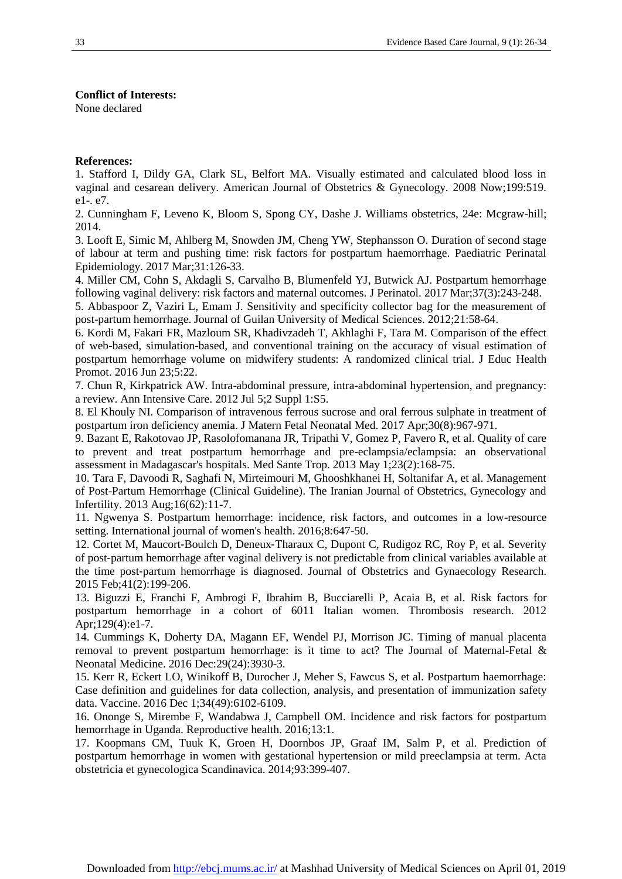**Conflict of Interests:**

None declared

**References:**

1. Stafford I, Dildy GA, Clark SL, Belfort MA. Visually estimated and calculated blood loss in vaginal and cesarean delivery. American Journal of Obstetrics & Gynecology. 2008 Now;199:519. e1-. e7.
2. Cunningham F, Leveno K, Bloom S, Spong CY, Dashe J. Williams obstetrics, 24e: Mcgraw-hill; 2014.
3. Looft E, Simic M, Ahlberg M, Snowden JM, Cheng YW, Stephansson O. Duration of second stage of labour at term and pushing time: risk factors for postpartum haemorrhage. Paediatric Perinatal Epidemiology. 2017 Mar;31:126-33.
4. Miller CM, Cohn S, Akdagli S, Carvalho B, Blumenfeld YJ, Butwick AJ. Postpartum hemorrhage following vaginal delivery: risk factors and maternal outcomes. J Perinatol. 2017 Mar;37(3):243-248.
5. Abbaspoor Z, Vaziri L, Emam J. Sensitivity and specificity collector bag for the measurement of post-partum hemorrhage. Journal of Guilan University of Medical Sciences. 2012;21:58-64.
6. Kordi M, Fakari FR, Mazloum SR, Khadivzadeh T, Akhlaghi F, Tara M. Comparison of the effect of web-based, simulation-based, and conventional training on the accuracy of visual estimation of postpartum hemorrhage volume on midwifery students: A randomized clinical trial. J Educ Health Promot. 2016 Jun 23;5:22.
7. Chun R, Kirkpatrick AW. Intra-abdominal pressure, intra-abdominal hypertension, and pregnancy: a review. Ann Intensive Care. 2012 Jul 5;2 Suppl 1:S5.
8. El Khouly NI. Comparison of intravenous ferrous sucrose and oral ferrous sulphate in treatment of postpartum iron deficiency anemia. J Matern Fetal Neonatal Med. 2017 Apr;30(8):967-971.
9. Bazant E, Rakotovao JP, Rasolofomanana JR, Tripathi V, Gomez P, Favero R, et al. Quality of care to prevent and treat postpartum hemorrhage and pre-eclampsia/eclampsia: an observational assessment in Madagascar's hospitals. Med Sante Trop. 2013 May 1;23(2):168-75.
10. Tara F, Davoodi R, Saghafi N, Mirteimouri M, Ghooshkhanei H, Soltanifar A, et al. Management of Post-Partum Hemorrhage (Clinical Guideline). The Iranian Journal of Obstetrics, Gynecology and Infertility. 2013 Aug;16(62):11-7.
11. Ngwenya S. Postpartum hemorrhage: incidence, risk factors, and outcomes in a low-resource setting. International journal of women's health. 2016;8:647-50.
12. Cortet M, Maucort-Boulch D, Deneux-Tharaux C, Dupont C, Rudigoz RC, Roy P, et al. Severity of post-partum hemorrhage after vaginal delivery is not predictable from clinical variables available at the time post-partum hemorrhage is diagnosed. Journal of Obstetrics and Gynaecology Research. 2015 Feb;41(2):199-206.
13. Biguzzi E, Franchi F, Ambrogi F, Ibrahim B, Bucciarelli P, Acaia B, et al. Risk factors for postpartum hemorrhage in a cohort of 6011 Italian women. Thrombosis research. 2012 Apr;129(4):e1-7.
14. Cummings K, Doherty DA, Magann EF, Wendel PJ, Morrison JC. Timing of manual placenta removal to prevent postpartum hemorrhage: is it time to act? The Journal of Maternal-Fetal & Neonatal Medicine. 2016 Dec:29(24):3930-3.
15. Kerr R, Eckert LO, Winikoff B, Durocher J, Meher S, Fawcus S, et al. Postpartum haemorrhage: Case definition and guidelines for data collection, analysis, and presentation of immunization safety data. Vaccine. 2016 Dec 1;34(49):6102-6109.
16. Ononge S, Mirembe F, Wandabwa J, Campbell OM. Incidence and risk factors for postpartum hemorrhage in Uganda. Reproductive health. 2016;13:1.
17. Koopmans CM, Tuuk K, Groen H, Doornbos JP, Graaf IM, Salm P, et al. Prediction of postpartum hemorrhage in women with gestational hypertension or mild preeclampsia at term. Acta obstetricia et gynecologica Scandinavica. 2014;93:399-407.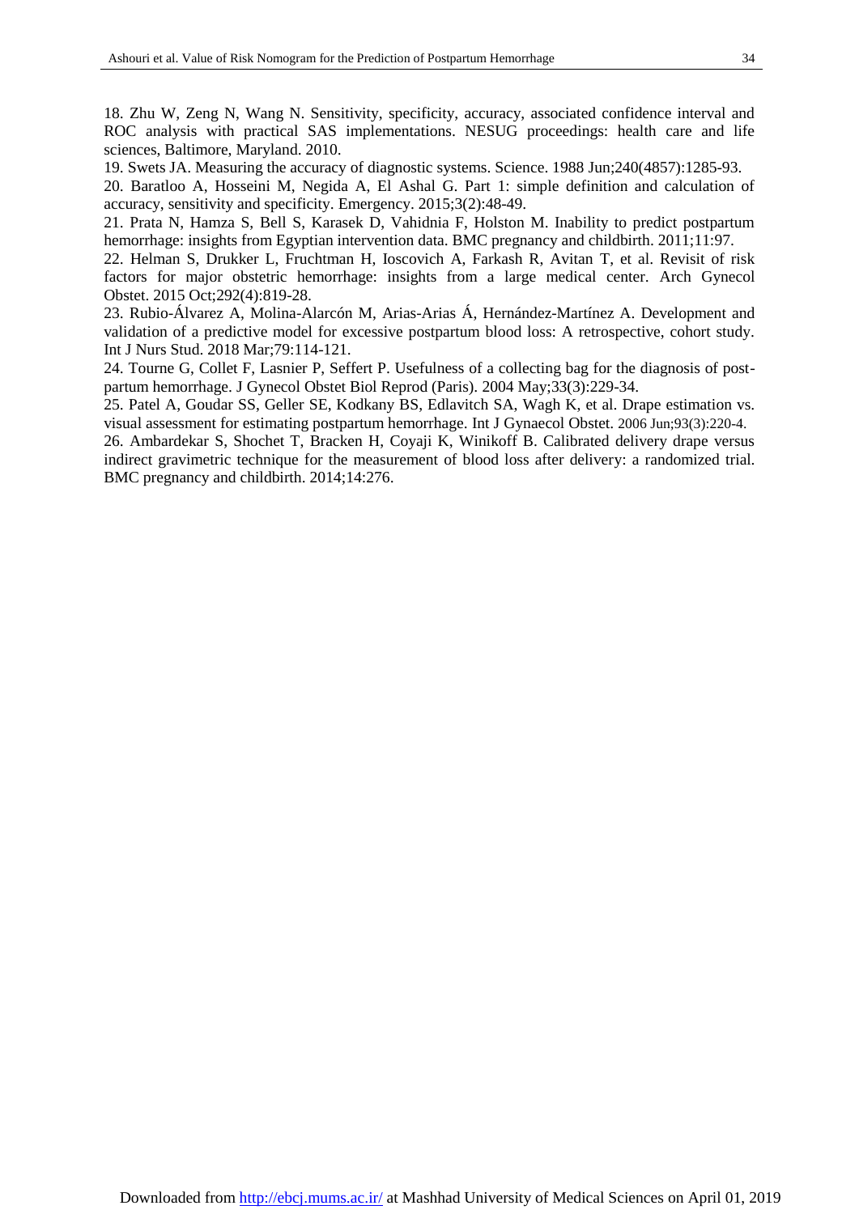18. Zhu W, Zeng N, Wang N. Sensitivity, specificity, accuracy, associated confidence interval and ROC analysis with practical SAS implementations. NESUG proceedings: health care and life sciences, Baltimore, Maryland. 2010.

19. Swets JA. Measuring the accuracy of diagnostic systems. Science. 1988 Jun;240(4857):1285-93.

20. Baratloo A, Hosseini M, Negida A, El Ashal G. Part 1: simple definition and calculation of accuracy, sensitivity and specificity. Emergency. 2015;3(2):48-49.

21. Prata N, Hamza S, Bell S, Karasek D, Vahidnia F, Holston M. Inability to predict postpartum hemorrhage: insights from Egyptian intervention data. BMC pregnancy and childbirth. 2011;11:97.

22. Helman S, Drukker L, Fruchtman H, Ioscovich A, Farkash R, Avitan T, et al. Revisit of risk factors for major obstetric hemorrhage: insights from a large medical center. Arch Gynecol Obstet. 2015 Oct;292(4):819-28.

23. Rubio-Álvarez A, Molina-Alarcón M, Arias-Arias Á, Hernández-Martínez A. Development and validation of a predictive model for excessive postpartum blood loss: A retrospective, cohort study. Int J Nurs Stud. 2018 Mar;79:114-121.

24. Tourne G, Collet F, Lasnier P, Seffert P. Usefulness of a collecting bag for the diagnosis of post-partum hemorrhage. J Gynecol Obstet Biol Reprod (Paris). 2004 May;33(3):229-34.

25. Patel A, Goudar SS, Geller SE, Kodkany BS, Edlavitch SA, Wagh K, et al. Drape estimation vs. visual assessment for estimating postpartum hemorrhage. Int J Gynaecol Obstet. 2006 Jun;93(3):220-4.

26. Ambardekar S, Shochet T, Bracken H, Coyaji K, Winikoff B. Calibrated delivery drape versus indirect gravimetric technique for the measurement of blood loss after delivery: a randomized trial. BMC pregnancy and childbirth. 2014;14:276.